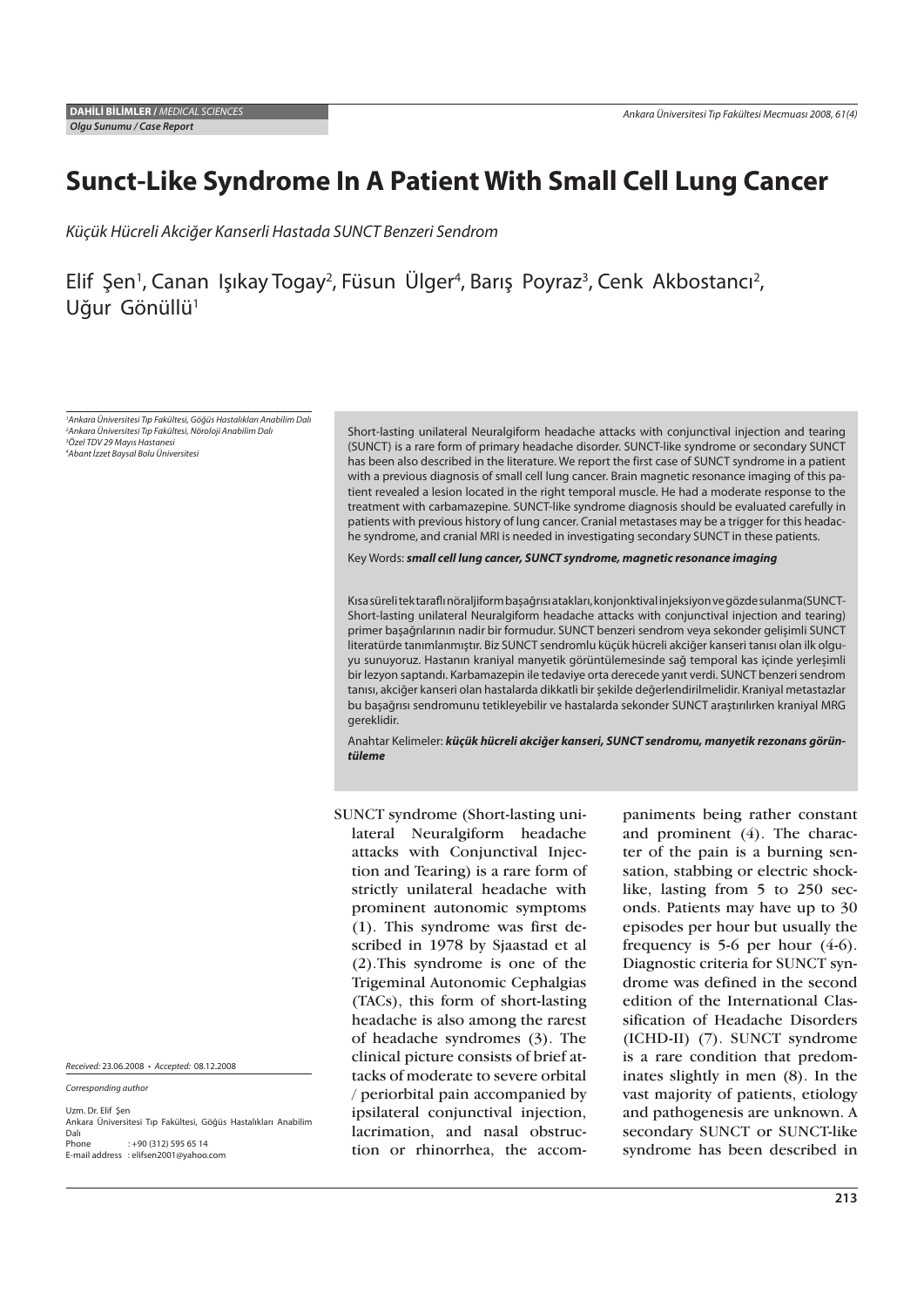**DAHİLİ BİLİMLER /** *MEDICAL SCIENCES*
***Olgu Sunumu / Case Report***

# Sunct-Like Syndrome In A Patient With Small Cell Lung Cancer

*Küçük Hücreli Akciğer Kanserli Hastada SUNCT Benzeri Sendrom*

Elif Şen[1], Canan Işıkay Togay[2], Füsun Ülger[4], Barış Poyraz[3], Cenk Akbostancı[2], Uğur Gönüllü[1]

*[1]Ankara Üniversitesi Tıp Fakültesi, Göğüs Hastalıkları Anabilim Dalı*
*[2]Ankara Üniversitesi Tıp Fakültesi, Nöroloji Anabilim Dalı*
*[3]Özel TDV 29 Mayıs Hastanesi*
*[4]Abant İzzet Baysal Bolu Üniversitesi*

Short-lasting unilateral Neuralgiform headache attacks with conjunctival injection and tearing (SUNCT) is a rare form of primary headache disorder. SUNCT-like syndrome or secondary SUNCT has been also described in the literature. We report the first case of SUNCT syndrome in a patient with a previous diagnosis of small cell lung cancer. Brain magnetic resonance imaging of this patient revealed a lesion located in the right temporal muscle. He had a moderate response to the treatment with carbamazepine. SUNCT-like syndrome diagnosis should be evaluated carefully in patients with previous history of lung cancer. Cranial metastases may be a trigger for this headache syndrome, and cranial MRI is needed in investigating secondary SUNCT in these patients.

Key Words: ***small cell lung cancer, SUNCT syndrome, magnetic resonance imaging***

Kısa süreli tek taraflı nöraljiform başağrısı atakları, konjonktival injeksiyon ve gözde sulanma (SUNCT-Short-lasting unilateral Neuralgiform headache attacks with conjunctival injection and tearing) primer başağrılarının nadir bir formudur. SUNCT benzeri sendrom veya sekonder gelişimli SUNCT literatürde tanımlanmıştır. Biz SUNCT sendromlu küçük hücreli akciğer kanseri tanısı olan ilk olguyu sunuyoruz. Hastanın kraniyal manyetik görüntülemesinde sağ temporal kas içinde yerleşimli bir lezyon saptandı. Karbamazepin ile tedaviye orta derecede yanıt verdi. SUNCT benzeri sendrom tanısı, akciğer kanseri olan hastalarda dikkatli bir şekilde değerlendirilmelidir. Kraniyal metastazlar bu başağrısı sendromunu tetikleyebilir ve hastalarda sekonder SUNCT araştırılırken kraniyal MRG gereklidir.

Anahtar Kelimeler: ***küçük hücreli akciğer kanseri, SUNCT sendromu, manyetik rezonans görüntüleme***

*Received:* 23.06.2008 • *Accepted:* 08.12.2008

*Corresponding author*

Uzm. Dr. Elif Şen
Ankara Üniversitesi Tıp Fakültesi, Göğüs Hastalıkları Anabilim Dalı
Phone : +90 (312) 595 65 14
E-mail address : elifsen2001@yahoo.com

SUNCT syndrome (Short-lasting unilateral Neuralgiform headache attacks with Conjunctival Injection and Tearing) is a rare form of strictly unilateral headache with prominent autonomic symptoms (1). This syndrome was first described in 1978 by Sjaastad et al (2). This syndrome is one of the Trigeminal Autonomic Cephalgias (TACs), this form of short-lasting headache is also among the rarest of headache syndromes (3). The clinical picture consists of brief attacks of moderate to severe orbital / periorbital pain accompanied by ipsilateral conjunctival injection, lacrimation, and nasal obstruction or rhinorrhea, the accompaniments being rather constant and prominent (4). The character of the pain is a burning sensation, stabbing or electric shock-like, lasting from 5 to 250 seconds. Patients may have up to 30 episodes per hour but usually the frequency is 5-6 per hour (4-6). Diagnostic criteria for SUNCT syndrome was defined in the second edition of the International Classification of Headache Disorders (ICHD-II) (7). SUNCT syndrome is a rare condition that predominates slightly in men (8). In the vast majority of patients, etiology and pathogenesis are unknown. A secondary SUNCT or SUNCT-like syndrome has been described in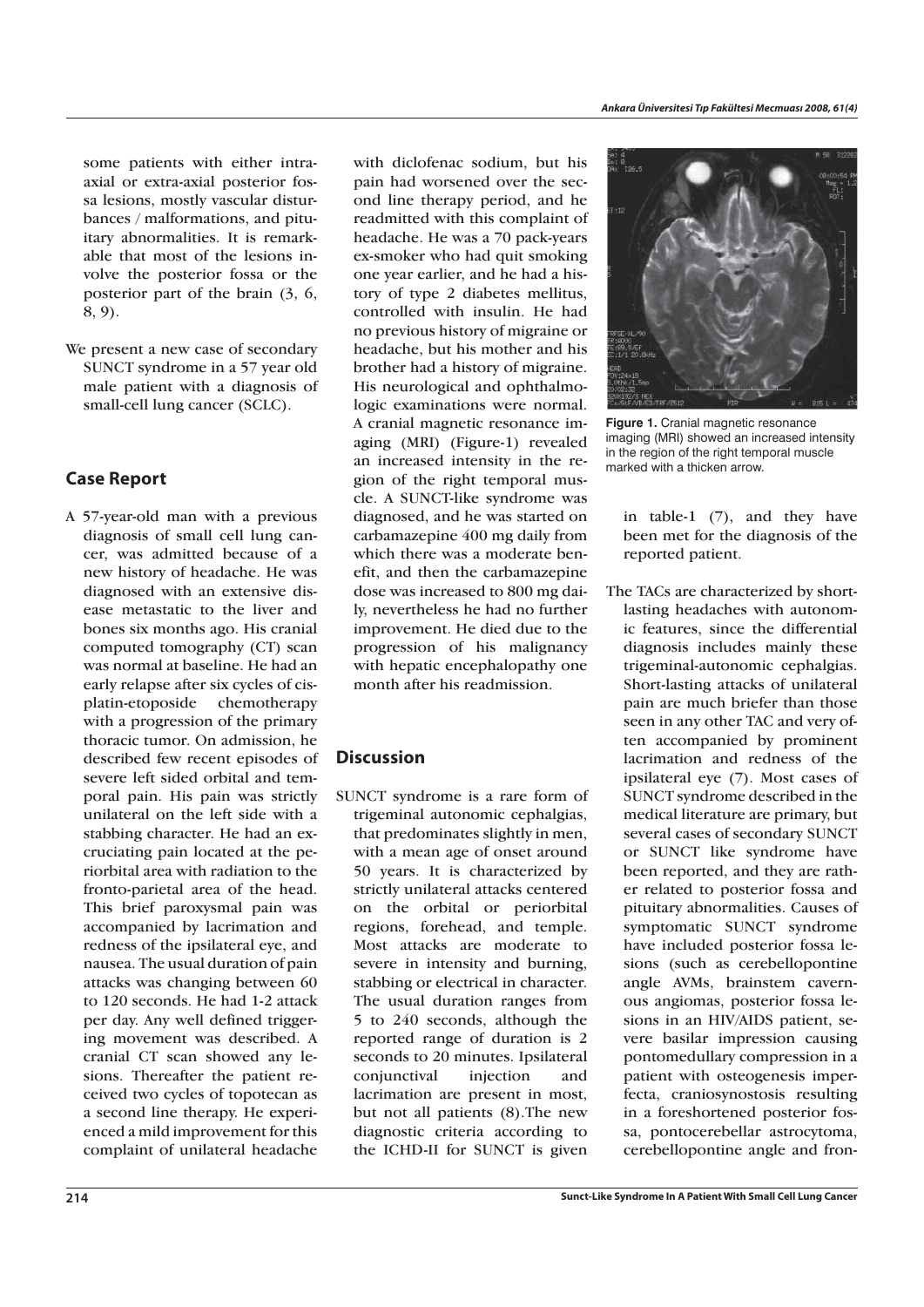some patients with either intra-axial or extra-axial posterior fossa lesions, mostly vascular disturbances / malformations, and pituitary abnormalities. It is remarkable that most of the lesions involve the posterior fossa or the posterior part of the brain (3, 6, 8, 9).

We present a new case of secondary SUNCT syndrome in a 57 year old male patient with a diagnosis of small-cell lung cancer (SCLC).

## Case Report

A 57-year-old man with a previous diagnosis of small cell lung cancer, was admitted because of a new history of headache. He was diagnosed with an extensive disease metastatic to the liver and bones six months ago. His cranial computed tomography (CT) scan was normal at baseline. He had an early relapse after six cycles of cisplatin-etoposide chemotherapy with a progression of the primary thoracic tumor. On admission, he described few recent episodes of severe left sided orbital and temporal pain. His pain was strictly unilateral on the left side with a stabbing character. He had an excruciating pain located at the periorbital area with radiation to the fronto-parietal area of the head. This brief paroxysmal pain was accompanied by lacrimation and redness of the ipsilateral eye, and nausea. The usual duration of pain attacks was changing between 60 to 120 seconds. He had 1-2 attack per day. Any well defined triggering movement was described. A cranial CT scan showed any lesions. Thereafter the patient received two cycles of topotecan as a second line therapy. He experienced a mild improvement for this complaint of unilateral headache with diclofenac sodium, but his pain had worsened over the second line therapy period, and he readmitted with this complaint of headache. He was a 70 pack-years ex-smoker who had quit smoking one year earlier, and he had a history of type 2 diabetes mellitus, controlled with insulin. He had no previous history of migraine or headache, but his mother and his brother had a history of migraine. His neurological and ophthalmologic examinations were normal. A cranial magnetic resonance imaging (MRI) (Figure-1) revealed an increased intensity in the region of the right temporal muscle. A SUNCT-like syndrome was diagnosed, and he was started on carbamazepine 400 mg daily from which there was a moderate benefit, and then the carbamazepine dose was increased to 800 mg daily, nevertheless he had no further improvement. He died due to the progression of his malignancy with hepatic encephalopathy one month after his readmission.

**Figure 1.** Cranial magnetic resonance imaging (MRI) showed an increased intensity in the region of the right temporal muscle marked with a thicken arrow.

## Discussion

SUNCT syndrome is a rare form of trigeminal autonomic cephalgias, that predominates slightly in men, with a mean age of onset around 50 years. It is characterized by strictly unilateral attacks centered on the orbital or periorbital regions, forehead, and temple. Most attacks are moderate to severe in intensity and burning, stabbing or electrical in character. The usual duration ranges from 5 to 240 seconds, although the reported range of duration is 2 seconds to 20 minutes. Ipsilateral conjunctival injection and lacrimation are present in most, but not all patients (8).The new diagnostic criteria according to the ICHD-II for SUNCT is given in table-1 (7), and they have been met for the diagnosis of the reported patient.

The TACs are characterized by short-lasting headaches with autonomic features, since the differential diagnosis includes mainly these trigeminal-autonomic cephalgias. Short-lasting attacks of unilateral pain are much briefer than those seen in any other TAC and very often accompanied by prominent lacrimation and redness of the ipsilateral eye (7). Most cases of SUNCT syndrome described in the medical literature are primary, but several cases of secondary SUNCT or SUNCT like syndrome have been reported, and they are rather related to posterior fossa and pituitary abnormalities. Causes of symptomatic SUNCT syndrome have included posterior fossa lesions (such as cerebellopontine angle AVMs, brainstem cavernous angiomas, posterior fossa lesions in an HIV/AIDS patient, severe basilar impression causing pontomedullary compression in a patient with osteogenesis imperfecta, craniosynostosis resulting in a foreshortened posterior fossa, pontocerebellar astrocytoma, cerebellopontine angle and fron-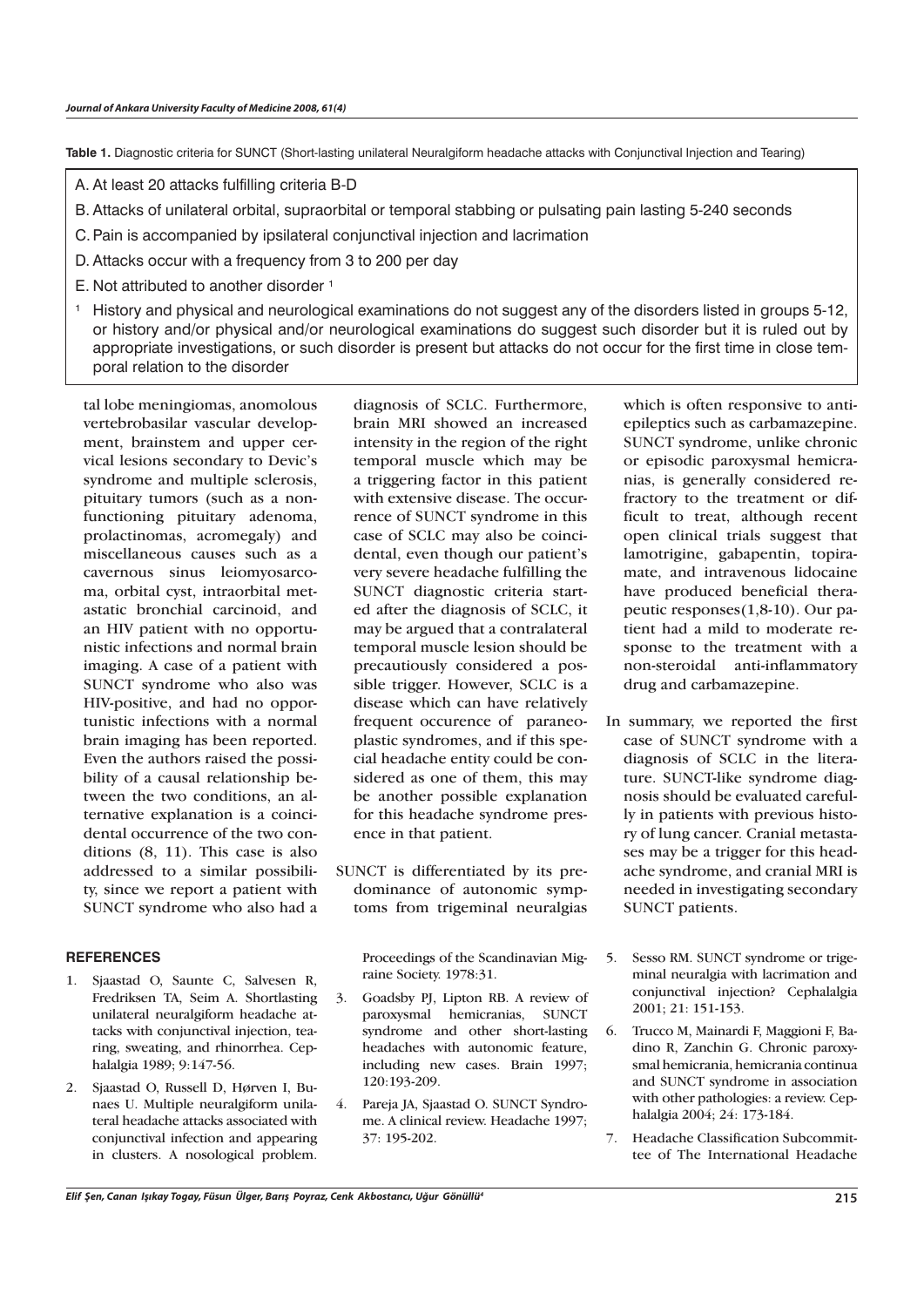**Table 1.** Diagnostic criteria for SUNCT (Short-lasting unilateral Neuralgiform headache attacks with Conjunctival Injection and Tearing)

A. At least 20 attacks fulfilling criteria B-D

B. Attacks of unilateral orbital, supraorbital or temporal stabbing or pulsating pain lasting 5-240 seconds

C. Pain is accompanied by ipsilateral conjunctival injection and lacrimation

D. Attacks occur with a frequency from 3 to 200 per day

E. Not attributed to another disorder [1]

[1] History and physical and neurological examinations do not suggest any of the disorders listed in groups 5-12, or history and/or physical and/or neurological examinations do suggest such disorder but it is ruled out by appropriate investigations, or such disorder is present but attacks do not occur for the first time in close temporal relation to the disorder

tal lobe meningiomas, anomolous vertebrobasilar vascular development, brainstem and upper cervical lesions secondary to Devic's syndrome and multiple sclerosis, pituitary tumors (such as a nonfunctioning pituitary adenoma, prolactinomas, acromegaly) and miscellaneous causes such as a cavernous sinus leiomyosarcoma, orbital cyst, intraorbital metastatic bronchial carcinoid, and an HIV patient with no opportunistic infections and normal brain imaging. A case of a patient with SUNCT syndrome who also was HIV-positive, and had no opportunistic infections with a normal brain imaging has been reported. Even the authors raised the possibility of a causal relationship between the two conditions, an alternative explanation is a coincidental occurrence of the two conditions (8, 11). This case is also addressed to a similar possibility, since we report a patient with SUNCT syndrome who also had a diagnosis of SCLC. Furthermore, brain MRI showed an increased intensity in the region of the right temporal muscle which may be a triggering factor in this patient with extensive disease. The occurrence of SUNCT syndrome in this case of SCLC may also be coincidental, even though our patient's very severe headache fulfilling the SUNCT diagnostic criteria started after the diagnosis of SCLC, it may be argued that a contralateral temporal muscle lesion should be precautiously considered a possible trigger. However, SCLC is a disease which can have relatively frequent occurence of paraneoplastic syndromes, and if this special headache entity could be considered as one of them, this may be another possible explanation for this headache syndrome presence in that patient.

SUNCT is differentiated by its predominance of autonomic symptoms from trigeminal neuralgias which is often responsive to antiepileptics such as carbamazepine. SUNCT syndrome, unlike chronic or episodic paroxysmal hemicranias, is generally considered refractory to the treatment or difficult to treat, although recent open clinical trials suggest that lamotrigine, gabapentin, topiramate, and intravenous lidocaine have produced beneficial therapeutic responses(1,8-10). Our patient had a mild to moderate response to the treatment with a non-steroidal anti-inflammatory drug and carbamazepine.

In summary, we reported the first case of SUNCT syndrome with a diagnosis of SCLC in the literature. SUNCT-like syndrome diagnosis should be evaluated carefully in patients with previous history of lung cancer. Cranial metastases may be a trigger for this headache syndrome, and cranial MRI is needed in investigating secondary SUNCT patients.

## REFERENCES

1. Sjaastad O, Saunte C, Salvesen R, Fredriksen TA, Seim A. Shortlasting unilateral neuralgiform headache attacks with conjunctival injection, tearing, sweating, and rhinorrhea. Cephalalgia 1989; 9:147-56.
2. Sjaastad O, Russell D, Hørven I, Bunaes U. Multiple neuralgiform unilateral headache attacks associated with conjunctival infection and appearing in clusters. A nosological problem. Proceedings of the Scandinavian Migraine Society. 1978:31.
3. Goadsby PJ, Lipton RB. A review of paroxysmal hemicranias, SUNCT syndrome and other short-lasting headaches with autonomic feature, including new cases. Brain 1997; 120:193-209.
4. Pareja JA, Sjaastad O. SUNCT Syndrome. A clinical review. Headache 1997; 37: 195-202.
5. Sesso RM. SUNCT syndrome or trigeminal neuralgia with lacrimation and conjunctival injection? Cephalalgia 2001; 21: 151-153.
6. Trucco M, Mainardi F, Maggioni F, Badino R, Zanchin G. Chronic paroxysmal hemicrania, hemicrania continua and SUNCT syndrome in association with other pathologies: a review. Cephalalgia 2004; 24: 173-184.
7. Headache Classification Subcommittee of The International Headache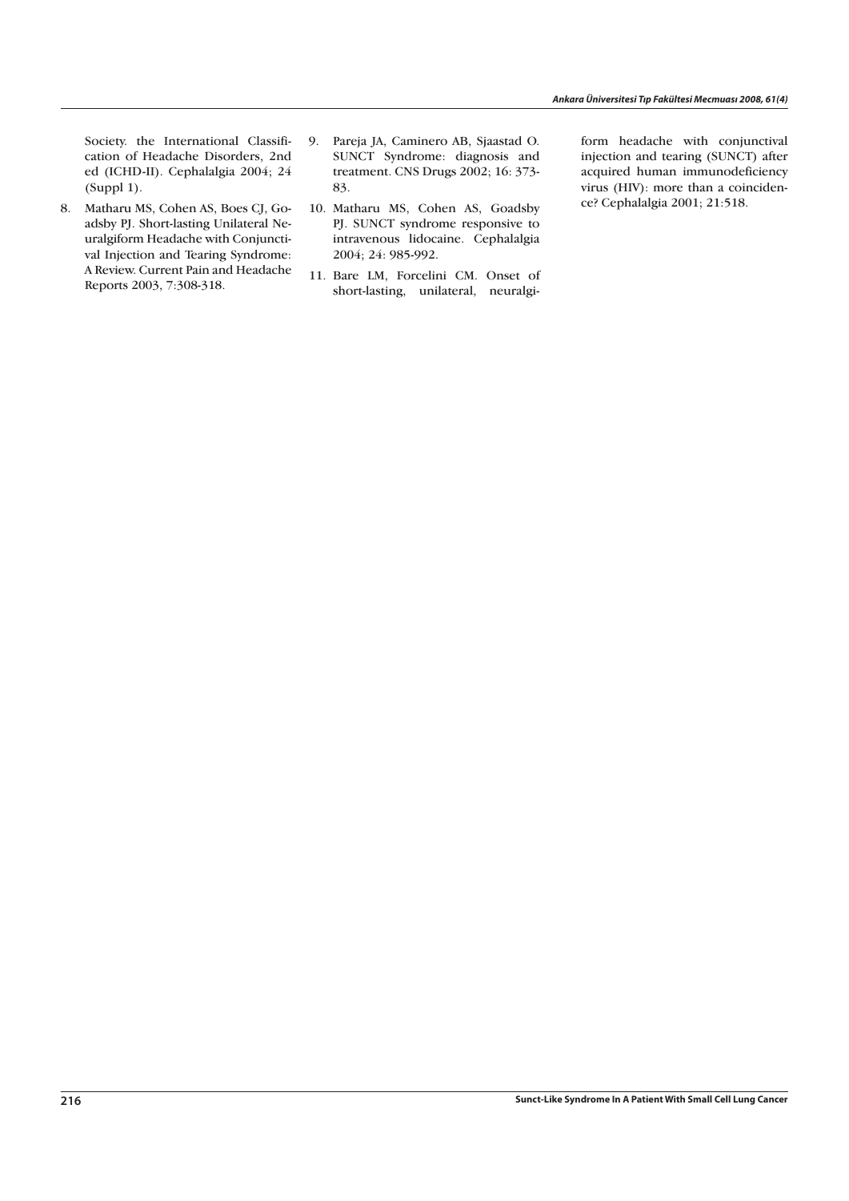Society. the International Classification of Headache Disorders, 2nd ed (ICHD-II). Cephalalgia 2004; 24 (Suppl 1).

8. Matharu MS, Cohen AS, Boes CJ, Goadsby PJ. Short-lasting Unilateral Neuralgiform Headache with Conjunctival Injection and Tearing Syndrome: A Review. Current Pain and Headache Reports 2003, 7:308-318.

9. Pareja JA, Caminero AB, Sjaastad O. SUNCT Syndrome: diagnosis and treatment. CNS Drugs 2002; 16: 373-83.

10. Matharu MS, Cohen AS, Goadsby PJ. SUNCT syndrome responsive to intravenous lidocaine. Cephalalgia 2004; 24: 985-992.

11. Bare LM, Forcelini CM. Onset of short-lasting, unilateral, neuralgiform headache with conjunctival injection and tearing (SUNCT) after acquired human immunodeficiency virus (HIV): more than a coincidence? Cephalalgia 2001; 21:518.